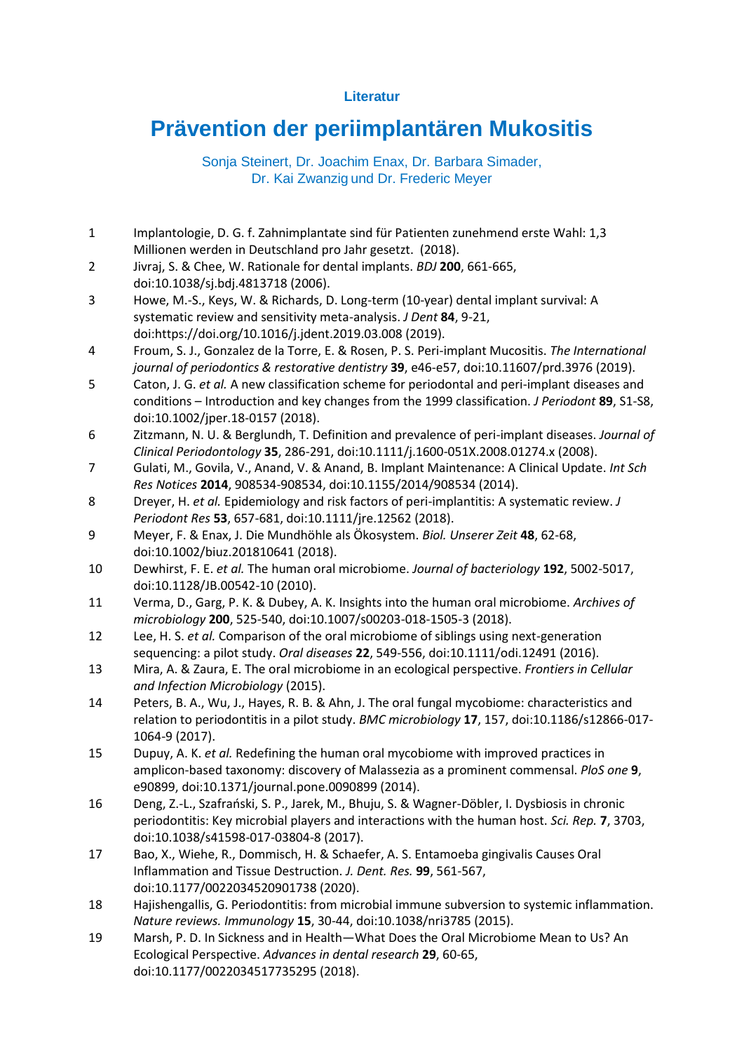**Literatur**

# Prävention der periimplantären Mukositis

Sonja Steinert, Dr. Joachim Enax, Dr. Barbara Simader, Dr. Kai Zwanzig und Dr. Frederic Meyer

1. Implantologie, D. G. f. Zahnimplantate sind für Patienten zunehmend erste Wahl: 1,3 Millionen werden in Deutschland pro Jahr gesetzt. (2018).
2. Jivraj, S. & Chee, W. Rationale for dental implants. *BDJ* **200**, 661-665, doi:10.1038/sj.bdj.4813718 (2006).
3. Howe, M.-S., Keys, W. & Richards, D. Long-term (10-year) dental implant survival: A systematic review and sensitivity meta-analysis. *J Dent* **84**, 9-21, doi:https://doi.org/10.1016/j.jdent.2019.03.008 (2019).
4. Froum, S. J., Gonzalez de la Torre, E. & Rosen, P. S. Peri-implant Mucositis. *The International journal of periodontics & restorative dentistry* **39**, e46-e57, doi:10.11607/prd.3976 (2019).
5. Caton, J. G. *et al.* A new classification scheme for periodontal and peri-implant diseases and conditions – Introduction and key changes from the 1999 classification. *J Periodont* **89**, S1-S8, doi:10.1002/jper.18-0157 (2018).
6. Zitzmann, N. U. & Berglundh, T. Definition and prevalence of peri-implant diseases. *Journal of Clinical Periodontology* **35**, 286-291, doi:10.1111/j.1600-051X.2008.01274.x (2008).
7. Gulati, M., Govila, V., Anand, V. & Anand, B. Implant Maintenance: A Clinical Update. *Int Sch Res Notices* **2014**, 908534-908534, doi:10.1155/2014/908534 (2014).
8. Dreyer, H. *et al.* Epidemiology and risk factors of peri-implantitis: A systematic review. *J Periodont Res* **53**, 657-681, doi:10.1111/jre.12562 (2018).
9. Meyer, F. & Enax, J. Die Mundhöhle als Ökosystem. *Biol. Unserer Zeit* **48**, 62-68, doi:10.1002/biuz.201810641 (2018).
10. Dewhirst, F. E. *et al.* The human oral microbiome. *Journal of bacteriology* **192**, 5002-5017, doi:10.1128/JB.00542-10 (2010).
11. Verma, D., Garg, P. K. & Dubey, A. K. Insights into the human oral microbiome. *Archives of microbiology* **200**, 525-540, doi:10.1007/s00203-018-1505-3 (2018).
12. Lee, H. S. *et al.* Comparison of the oral microbiome of siblings using next-generation sequencing: a pilot study. *Oral diseases* **22**, 549-556, doi:10.1111/odi.12491 (2016).
13. Mira, A. & Zaura, E. The oral microbiome in an ecological perspective. *Frontiers in Cellular and Infection Microbiology* (2015).
14. Peters, B. A., Wu, J., Hayes, R. B. & Ahn, J. The oral fungal mycobiome: characteristics and relation to periodontitis in a pilot study. *BMC microbiology* **17**, 157, doi:10.1186/s12866-017-1064-9 (2017).
15. Dupuy, A. K. *et al.* Redefining the human oral mycobiome with improved practices in amplicon-based taxonomy: discovery of Malassezia as a prominent commensal. *PloS one* **9**, e90899, doi:10.1371/journal.pone.0090899 (2014).
16. Deng, Z.-L., Szafrański, S. P., Jarek, M., Bhuju, S. & Wagner-Döbler, I. Dysbiosis in chronic periodontitis: Key microbial players and interactions with the human host. *Sci. Rep.* **7**, 3703, doi:10.1038/s41598-017-03804-8 (2017).
17. Bao, X., Wiehe, R., Dommisch, H. & Schaefer, A. S. Entamoeba gingivalis Causes Oral Inflammation and Tissue Destruction. *J. Dent. Res.* **99**, 561-567, doi:10.1177/0022034520901738 (2020).
18. Hajishengallis, G. Periodontitis: from microbial immune subversion to systemic inflammation. *Nature reviews. Immunology* **15**, 30-44, doi:10.1038/nri3785 (2015).
19. Marsh, P. D. In Sickness and in Health—What Does the Oral Microbiome Mean to Us? An Ecological Perspective. *Advances in dental research* **29**, 60-65, doi:10.1177/0022034517735295 (2018).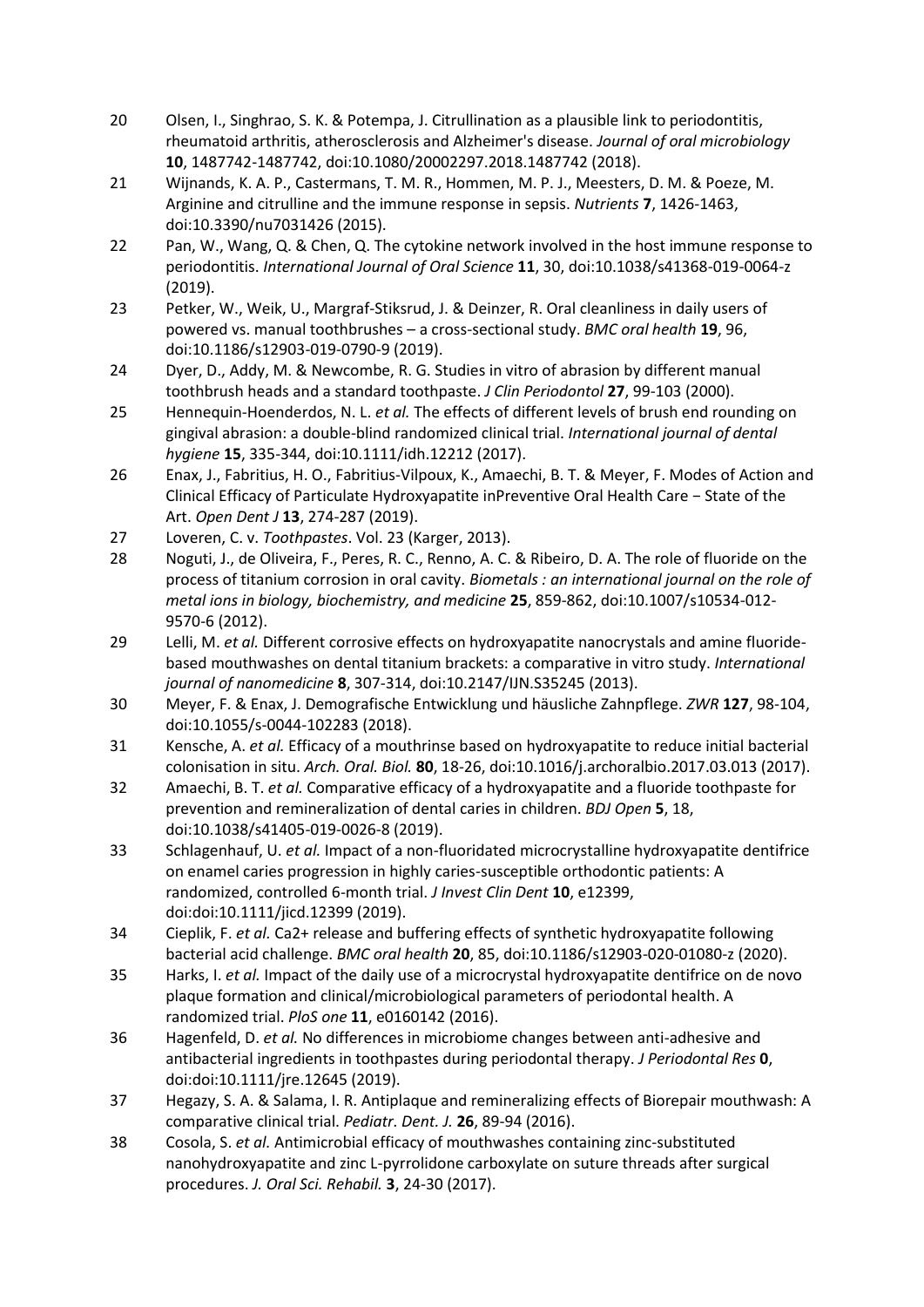20 Olsen, I., Singhrao, S. K. & Potempa, J. Citrullination as a plausible link to periodontitis, rheumatoid arthritis, atherosclerosis and Alzheimer's disease. *Journal of oral microbiology* **10**, 1487742-1487742, doi:10.1080/20002297.2018.1487742 (2018).

21 Wijnands, K. A. P., Castermans, T. M. R., Hommen, M. P. J., Meesters, D. M. & Poeze, M. Arginine and citrulline and the immune response in sepsis. *Nutrients* **7**, 1426-1463, doi:10.3390/nu7031426 (2015).

22 Pan, W., Wang, Q. & Chen, Q. The cytokine network involved in the host immune response to periodontitis. *International Journal of Oral Science* **11**, 30, doi:10.1038/s41368-019-0064-z (2019).

23 Petker, W., Weik, U., Margraf-Stiksrud, J. & Deinzer, R. Oral cleanliness in daily users of powered vs. manual toothbrushes – a cross-sectional study. *BMC oral health* **19**, 96, doi:10.1186/s12903-019-0790-9 (2019).

24 Dyer, D., Addy, M. & Newcombe, R. G. Studies in vitro of abrasion by different manual toothbrush heads and a standard toothpaste. *J Clin Periodontol* **27**, 99-103 (2000).

25 Hennequin-Hoenderdos, N. L. *et al.* The effects of different levels of brush end rounding on gingival abrasion: a double-blind randomized clinical trial. *International journal of dental hygiene* **15**, 335-344, doi:10.1111/idh.12212 (2017).

26 Enax, J., Fabritius, H. O., Fabritius-Vilpoux, K., Amaechi, B. T. & Meyer, F. Modes of Action and Clinical Efficacy of Particulate Hydroxyapatite inPreventive Oral Health Care − State of the Art. *Open Dent J* **13**, 274-287 (2019).

27 Loveren, C. v. *Toothpastes*. Vol. 23 (Karger, 2013).

28 Noguti, J., de Oliveira, F., Peres, R. C., Renno, A. C. & Ribeiro, D. A. The role of fluoride on the process of titanium corrosion in oral cavity. *Biometals : an international journal on the role of metal ions in biology, biochemistry, and medicine* **25**, 859-862, doi:10.1007/s10534-012-9570-6 (2012).

29 Lelli, M. *et al.* Different corrosive effects on hydroxyapatite nanocrystals and amine fluoride-based mouthwashes on dental titanium brackets: a comparative in vitro study. *International journal of nanomedicine* **8**, 307-314, doi:10.2147/IJN.S35245 (2013).

30 Meyer, F. & Enax, J. Demografische Entwicklung und häusliche Zahnpflege. *ZWR* **127**, 98-104, doi:10.1055/s-0044-102283 (2018).

31 Kensche, A. *et al.* Efficacy of a mouthrinse based on hydroxyapatite to reduce initial bacterial colonisation in situ. *Arch. Oral. Biol.* **80**, 18-26, doi:10.1016/j.archoralbio.2017.03.013 (2017).

32 Amaechi, B. T. *et al.* Comparative efficacy of a hydroxyapatite and a fluoride toothpaste for prevention and remineralization of dental caries in children. *BDJ Open* **5**, 18, doi:10.1038/s41405-019-0026-8 (2019).

33 Schlagenhauf, U. *et al.* Impact of a non-fluoridated microcrystalline hydroxyapatite dentifrice on enamel caries progression in highly caries-susceptible orthodontic patients: A randomized, controlled 6-month trial. *J Invest Clin Dent* **10**, e12399, doi:doi:10.1111/jicd.12399 (2019).

34 Cieplik, F. *et al.* Ca2+ release and buffering effects of synthetic hydroxyapatite following bacterial acid challenge. *BMC oral health* **20**, 85, doi:10.1186/s12903-020-01080-z (2020).

35 Harks, I. *et al.* Impact of the daily use of a microcrystal hydroxyapatite dentifrice on de novo plaque formation and clinical/microbiological parameters of periodontal health. A randomized trial. *PloS one* **11**, e0160142 (2016).

36 Hagenfeld, D. *et al.* No differences in microbiome changes between anti-adhesive and antibacterial ingredients in toothpastes during periodontal therapy. *J Periodontal Res* **0**, doi:doi:10.1111/jre.12645 (2019).

37 Hegazy, S. A. & Salama, I. R. Antiplaque and remineralizing effects of Biorepair mouthwash: A comparative clinical trial. *Pediatr. Dent. J.* **26**, 89-94 (2016).

38 Cosola, S. *et al.* Antimicrobial efficacy of mouthwashes containing zinc-substituted nanohydroxyapatite and zinc L-pyrrolidone carboxylate on suture threads after surgical procedures. *J. Oral Sci. Rehabil.* **3**, 24-30 (2017).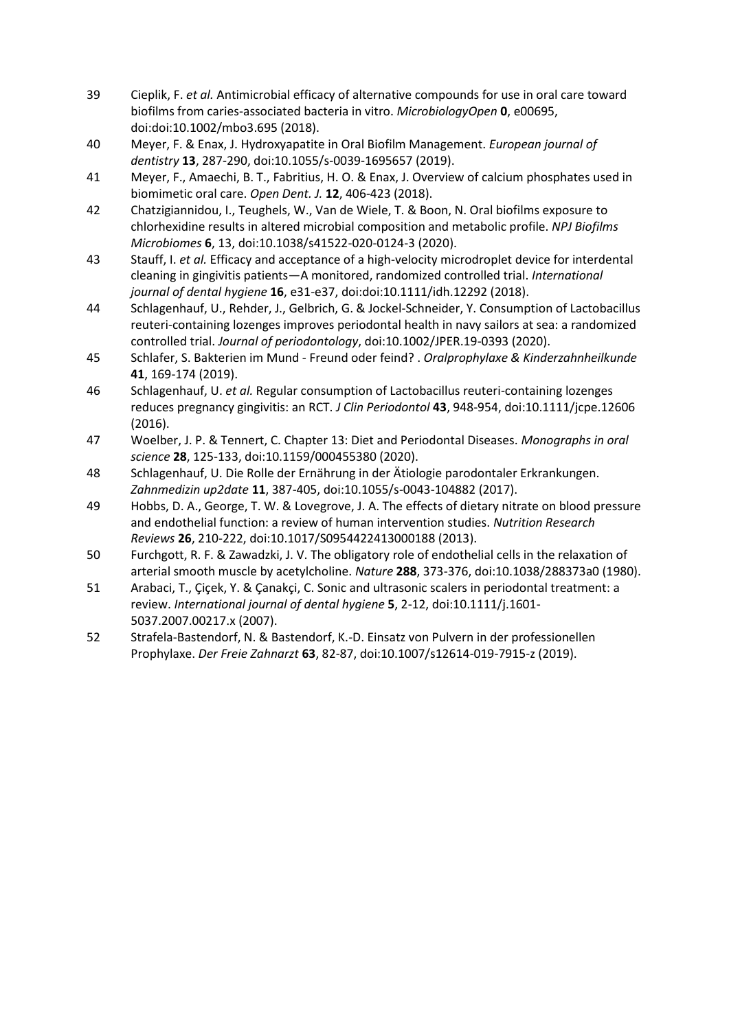39 Cieplik, F. *et al.* Antimicrobial efficacy of alternative compounds for use in oral care toward biofilms from caries-associated bacteria in vitro. *MicrobiologyOpen* **0**, e00695, doi:doi:10.1002/mbo3.695 (2018).

40 Meyer, F. & Enax, J. Hydroxyapatite in Oral Biofilm Management. *European journal of dentistry* **13**, 287-290, doi:10.1055/s-0039-1695657 (2019).

41 Meyer, F., Amaechi, B. T., Fabritius, H. O. & Enax, J. Overview of calcium phosphates used in biomimetic oral care. *Open Dent. J.* **12**, 406-423 (2018).

42 Chatzigiannidou, I., Teughels, W., Van de Wiele, T. & Boon, N. Oral biofilms exposure to chlorhexidine results in altered microbial composition and metabolic profile. *NPJ Biofilms Microbiomes* **6**, 13, doi:10.1038/s41522-020-0124-3 (2020).

43 Stauff, I. *et al.* Efficacy and acceptance of a high-velocity microdroplet device for interdental cleaning in gingivitis patients—A monitored, randomized controlled trial. *International journal of dental hygiene* **16**, e31-e37, doi:doi:10.1111/idh.12292 (2018).

44 Schlagenhauf, U., Rehder, J., Gelbrich, G. & Jockel-Schneider, Y. Consumption of Lactobacillus reuteri-containing lozenges improves periodontal health in navy sailors at sea: a randomized controlled trial. *Journal of periodontology*, doi:10.1002/JPER.19-0393 (2020).

45 Schlafer, S. Bakterien im Mund - Freund oder feind? . *Oralprophylaxe & Kinderzahnheilkunde* **41**, 169-174 (2019).

46 Schlagenhauf, U. *et al.* Regular consumption of Lactobacillus reuteri-containing lozenges reduces pregnancy gingivitis: an RCT. *J Clin Periodontol* **43**, 948-954, doi:10.1111/jcpe.12606 (2016).

47 Woelber, J. P. & Tennert, C. Chapter 13: Diet and Periodontal Diseases. *Monographs in oral science* **28**, 125-133, doi:10.1159/000455380 (2020).

48 Schlagenhauf, U. Die Rolle der Ernährung in der Ätiologie parodontaler Erkrankungen. *Zahnmedizin up2date* **11**, 387-405, doi:10.1055/s-0043-104882 (2017).

49 Hobbs, D. A., George, T. W. & Lovegrove, J. A. The effects of dietary nitrate on blood pressure and endothelial function: a review of human intervention studies. *Nutrition Research Reviews* **26**, 210-222, doi:10.1017/S0954422413000188 (2013).

50 Furchgott, R. F. & Zawadzki, J. V. The obligatory role of endothelial cells in the relaxation of arterial smooth muscle by acetylcholine. *Nature* **288**, 373-376, doi:10.1038/288373a0 (1980).

51 Arabaci, T., Çiçek, Y. & Çanakçi, C. Sonic and ultrasonic scalers in periodontal treatment: a review. *International journal of dental hygiene* **5**, 2-12, doi:10.1111/j.1601-5037.2007.00217.x (2007).

52 Strafela-Bastendorf, N. & Bastendorf, K.-D. Einsatz von Pulvern in der professionellen Prophylaxe. *Der Freie Zahnarzt* **63**, 82-87, doi:10.1007/s12614-019-7915-z (2019).